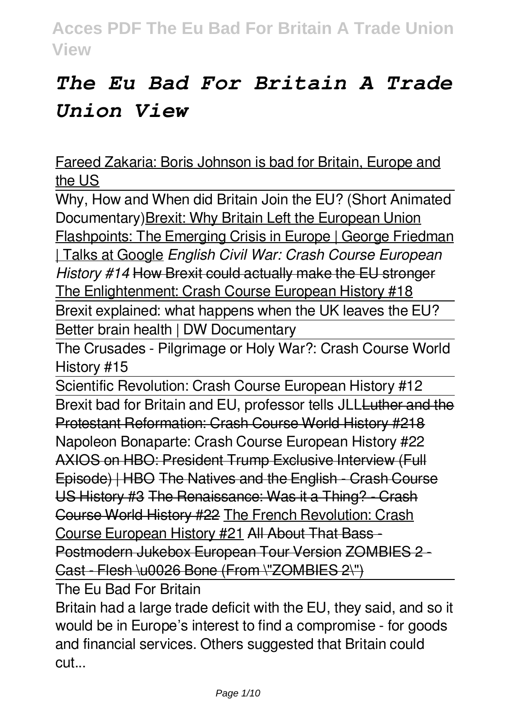# *The Eu Bad For Britain A Trade Union View*

Fareed Zakaria: Boris Johnson is bad for Britain, Europe and the US

Why, How and When did Britain Join the EU? (Short Animated Documentary) Brexit: Why Britain Left the European Union Flashpoints: The Emerging Crisis in Europe | George Friedman | Talks at Google *English Civil War: Crash Course European History #14* ~~How Brexit could actually make the EU stronger~~ The Enlightenment: Crash Course European History #18

Brexit explained: what happens when the UK leaves the EU?

Better brain health | DW Documentary

The Crusades - Pilgrimage or Holy War?: Crash Course World History #15

Scientific Revolution: Crash Course European History #12

Brexit bad for Britain and EU, professor tells JLL ~~Luther and the Protestant Reformation: Crash Course World History #218~~ Napoleon Bonaparte: Crash Course European History #22 ~~AXIOS on HBO: President Trump Exclusive Interview (Full Episode) | HBO~~ ~~The Natives and the English - Crash Course US History #3~~ ~~The Renaissance: Was it a Thing? - Crash Course World History #22~~ The French Revolution: Crash Course European History #21 ~~All About That Bass - Postmodern Jukebox European Tour Version~~ ~~ZOMBIES 2 - Cast - Flesh \u0026 Bone (From \"ZOMBIES 2\")~~

The Eu Bad For Britain

Britain had a large trade deficit with the EU, they said, and so it would be in Europe's interest to find a compromise - for goods and financial services. Others suggested that Britain could cut...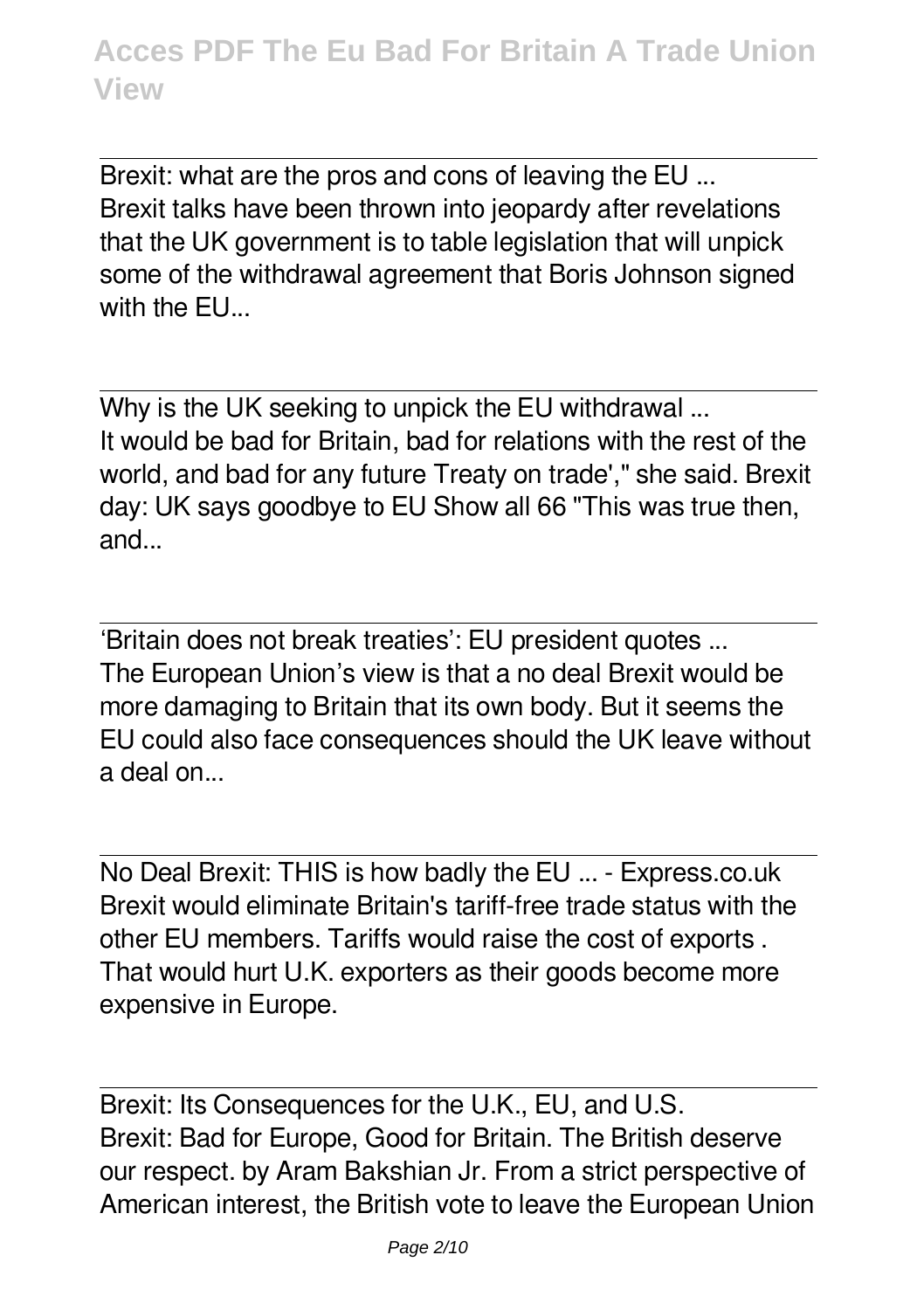Brexit: what are the pros and cons of leaving the EU ...
Brexit talks have been thrown into jeopardy after revelations that the UK government is to table legislation that will unpick some of the withdrawal agreement that Boris Johnson signed with the EU...

Why is the UK seeking to unpick the EU withdrawal ...
It would be bad for Britain, bad for relations with the rest of the world, and bad for any future Treaty on trade'," she said. Brexit day: UK says goodbye to EU Show all 66 "This was true then, and...

'Britain does not break treaties': EU president quotes ...
The European Union's view is that a no deal Brexit would be more damaging to Britain that its own body. But it seems the EU could also face consequences should the UK leave without a deal on...

No Deal Brexit: THIS is how badly the EU ... - Express.co.uk
Brexit would eliminate Britain's tariff-free trade status with the other EU members. Tariffs would raise the cost of exports . That would hurt U.K. exporters as their goods become more expensive in Europe.

Brexit: Its Consequences for the U.K., EU, and U.S.
Brexit: Bad for Europe, Good for Britain. The British deserve our respect. by Aram Bakshian Jr. From a strict perspective of American interest, the British vote to leave the European Union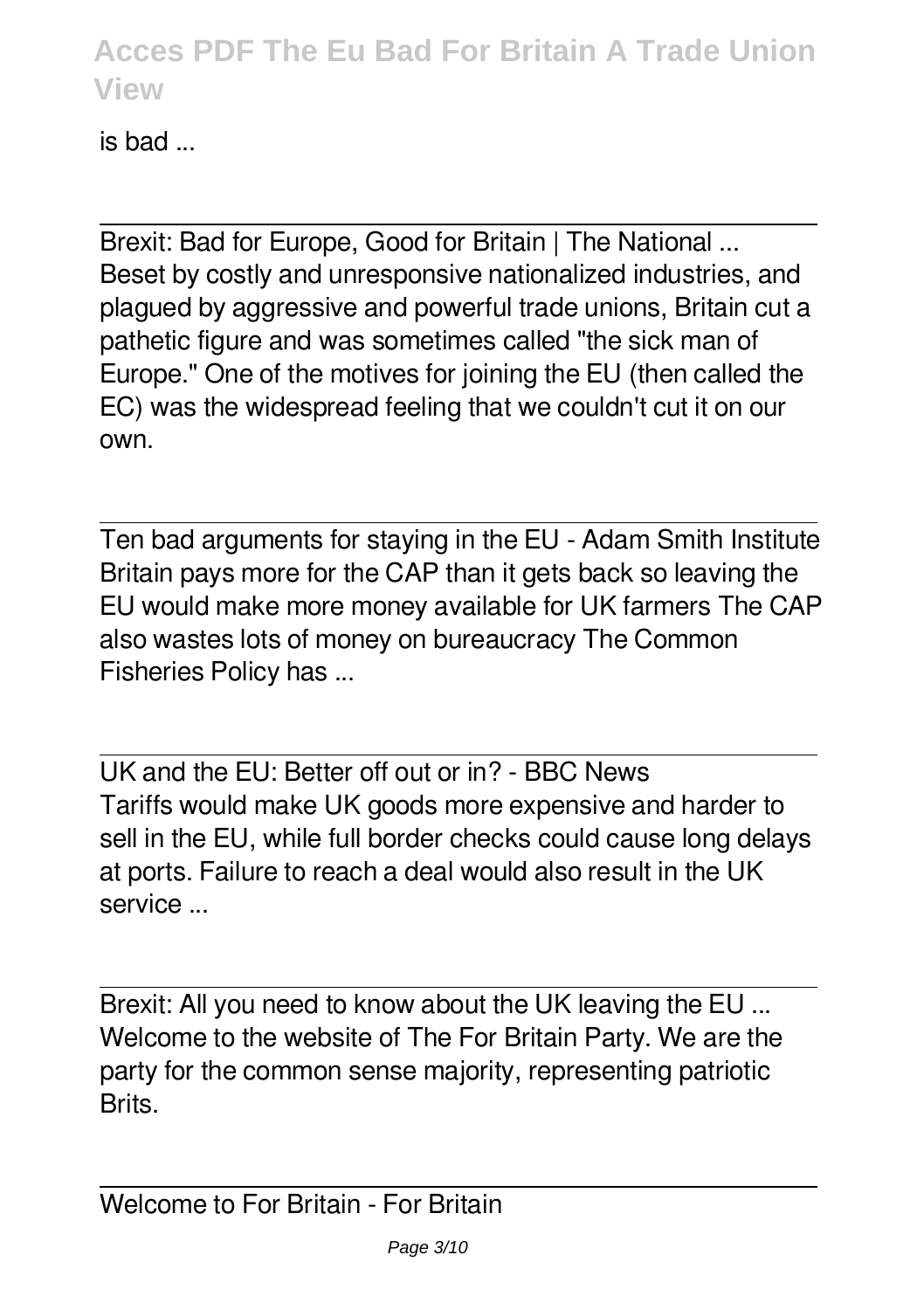is bad ...

Brexit: Bad for Europe, Good for Britain | The National ...
Beset by costly and unresponsive nationalized industries, and plagued by aggressive and powerful trade unions, Britain cut a pathetic figure and was sometimes called "the sick man of Europe." One of the motives for joining the EU (then called the EC) was the widespread feeling that we couldn't cut it on our own.

Ten bad arguments for staying in the EU - Adam Smith Institute
Britain pays more for the CAP than it gets back so leaving the EU would make more money available for UK farmers The CAP also wastes lots of money on bureaucracy The Common Fisheries Policy has ...

UK and the EU: Better off out or in? - BBC News
Tariffs would make UK goods more expensive and harder to sell in the EU, while full border checks could cause long delays at ports. Failure to reach a deal would also result in the UK service ...

Brexit: All you need to know about the UK leaving the EU ...
Welcome to the website of The For Britain Party. We are the party for the common sense majority, representing patriotic Brits.

Welcome to For Britain - For Britain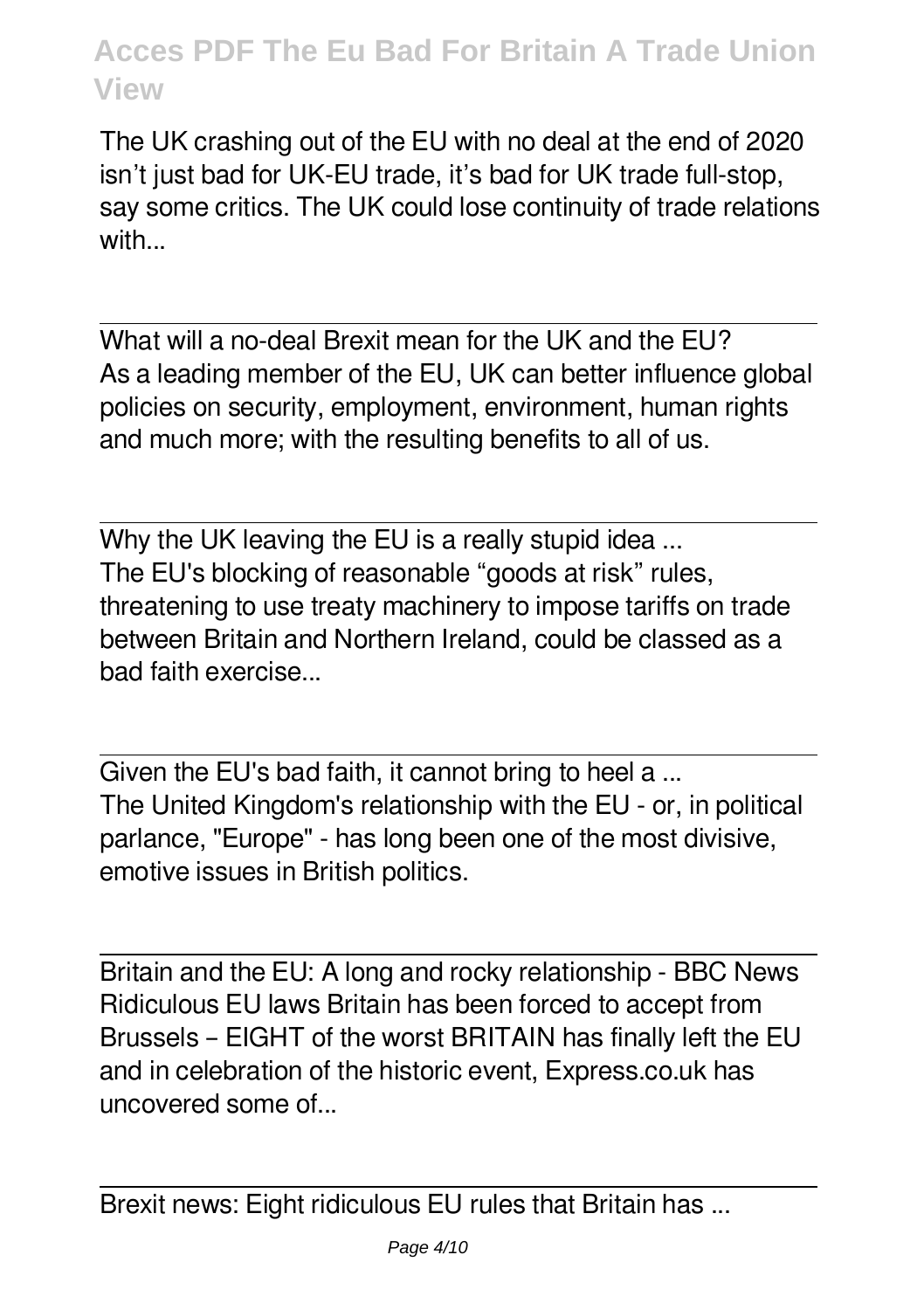The UK crashing out of the EU with no deal at the end of 2020 isn't just bad for UK-EU trade, it's bad for UK trade full-stop, say some critics. The UK could lose continuity of trade relations with...

---

What will a no-deal Brexit mean for the UK and the EU?
As a leading member of the EU, UK can better influence global policies on security, employment, environment, human rights and much more; with the resulting benefits to all of us.

---

Why the UK leaving the EU is a really stupid idea ...
The EU's blocking of reasonable "goods at risk" rules, threatening to use treaty machinery to impose tariffs on trade between Britain and Northern Ireland, could be classed as a bad faith exercise...

---

Given the EU's bad faith, it cannot bring to heel a ...
The United Kingdom's relationship with the EU - or, in political parlance, "Europe" - has long been one of the most divisive, emotive issues in British politics.

---

Britain and the EU: A long and rocky relationship - BBC News
Ridiculous EU laws Britain has been forced to accept from Brussels – EIGHT of the worst BRITAIN has finally left the EU and in celebration of the historic event, Express.co.uk has uncovered some of...

---

Brexit news: Eight ridiculous EU rules that Britain has ...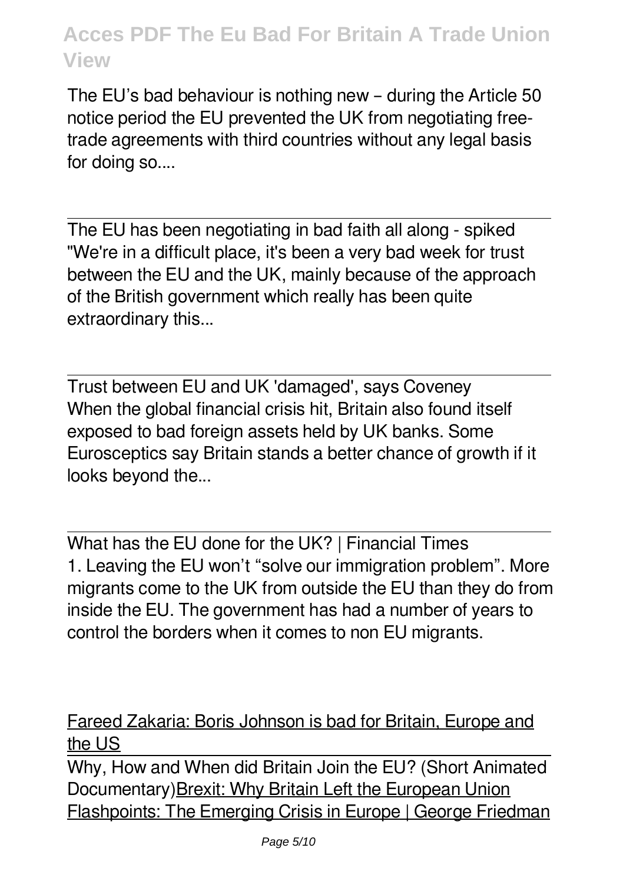The EU's bad behaviour is nothing new – during the Article 50 notice period the EU prevented the UK from negotiating free-trade agreements with third countries without any legal basis for doing so....

---

The EU has been negotiating in bad faith all along - spiked
"We're in a difficult place, it's been a very bad week for trust between the EU and the UK, mainly because of the approach of the British government which really has been quite extraordinary this...

---

Trust between EU and UK 'damaged', says Coveney
When the global financial crisis hit, Britain also found itself exposed to bad foreign assets held by UK banks. Some Eurosceptics say Britain stands a better chance of growth if it looks beyond the...

---

What has the EU done for the UK? | Financial Times
1. Leaving the EU won't "solve our immigration problem". More migrants come to the UK from outside the EU than they do from inside the EU. The government has had a number of years to control the borders when it comes to non EU migrants.

Fareed Zakaria: Boris Johnson is bad for Britain, Europe and the US

---

Why, How and When did Britain Join the EU? (Short Animated Documentary)Brexit: Why Britain Left the European Union
Flashpoints: The Emerging Crisis in Europe | George Friedman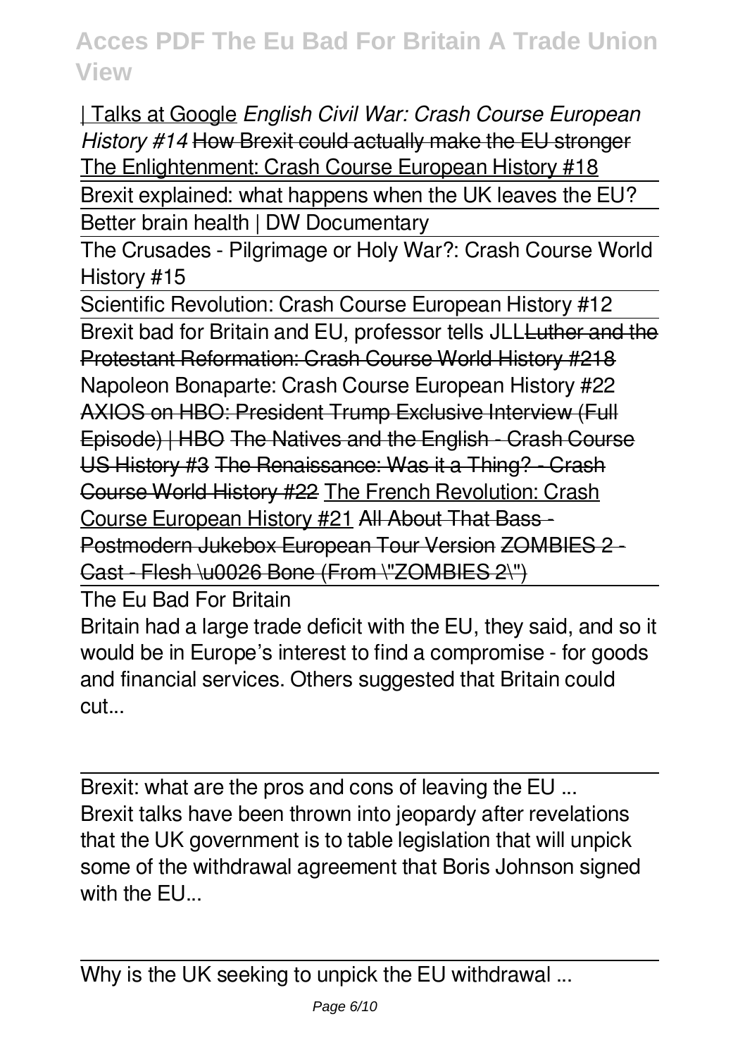| Talks at Google *English Civil War: Crash Course European History #14* How Brexit could actually make the EU stronger The Enlightenment: Crash Course European History #18

Brexit explained: what happens when the UK leaves the EU?

Better brain health | DW Documentary

The Crusades - Pilgrimage or Holy War?: Crash Course World History #15

Scientific Revolution: Crash Course European History #12

Brexit bad for Britain and EU, professor tells JLLLuther and the Protestant Reformation: Crash Course World History #218 Napoleon Bonaparte: Crash Course European History #22 AXIOS on HBO: President Trump Exclusive Interview (Full Episode) | HBO The Natives and the English - Crash Course US History #3 The Renaissance: Was it a Thing? - Crash Course World History #22 The French Revolution: Crash Course European History #21 All About That Bass - Postmodern Jukebox European Tour Version ZOMBIES 2 - Cast - Flesh \u0026 Bone (From \"ZOMBIES 2\")

The Eu Bad For Britain

Britain had a large trade deficit with the EU, they said, and so it would be in Europe's interest to find a compromise - for goods and financial services. Others suggested that Britain could cut...

Brexit: what are the pros and cons of leaving the EU ...

Brexit talks have been thrown into jeopardy after revelations that the UK government is to table legislation that will unpick some of the withdrawal agreement that Boris Johnson signed with the EU...

Why is the UK seeking to unpick the EU withdrawal ...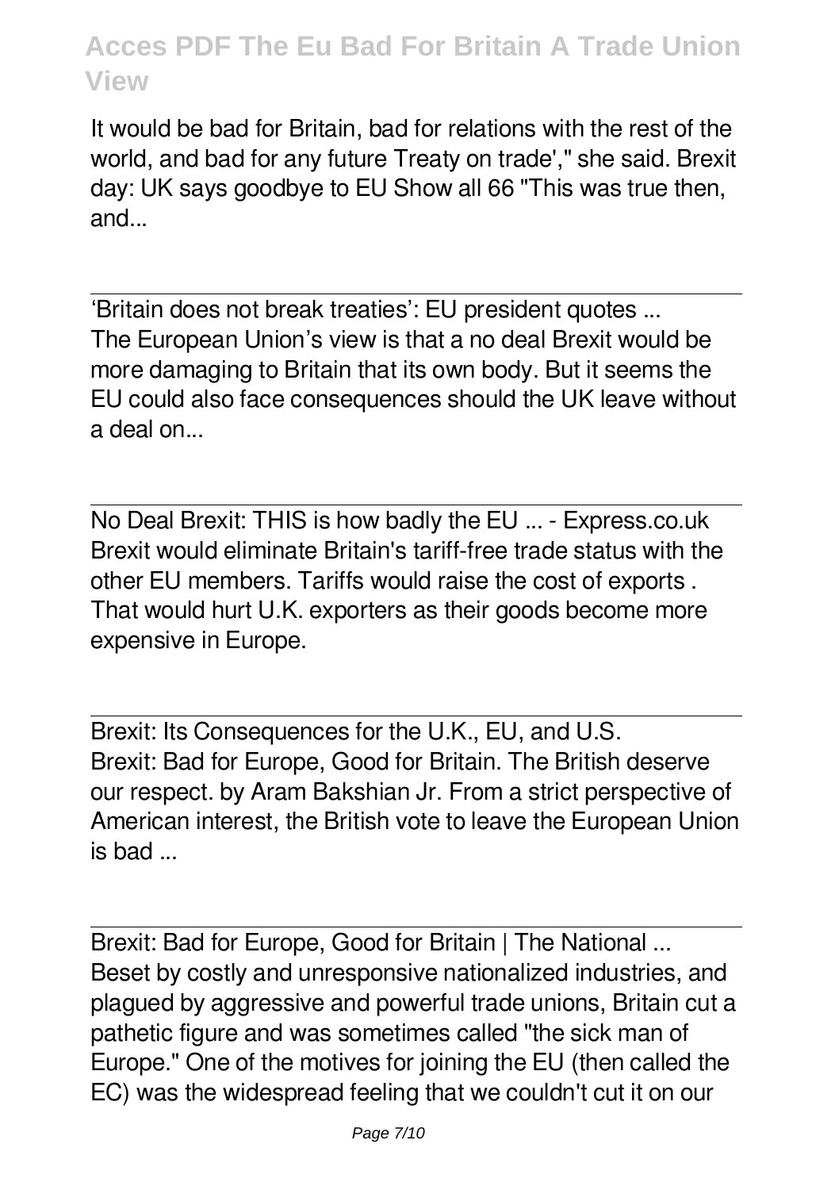It would be bad for Britain, bad for relations with the rest of the world, and bad for any future Treaty on trade'," she said. Brexit day: UK says goodbye to EU Show all 66 "This was true then, and...

'Britain does not break treaties': EU president quotes ...

The European Union's view is that a no deal Brexit would be more damaging to Britain that its own body. But it seems the EU could also face consequences should the UK leave without a deal on...

No Deal Brexit: THIS is how badly the EU ... - Express.co.uk

Brexit would eliminate Britain's tariff-free trade status with the other EU members. Tariffs would raise the cost of exports . That would hurt U.K. exporters as their goods become more expensive in Europe.

Brexit: Its Consequences for the U.K., EU, and U.S.

Brexit: Bad for Europe, Good for Britain. The British deserve our respect. by Aram Bakshian Jr. From a strict perspective of American interest, the British vote to leave the European Union is bad ...

Brexit: Bad for Europe, Good for Britain | The National ...

Beset by costly and unresponsive nationalized industries, and plagued by aggressive and powerful trade unions, Britain cut a pathetic figure and was sometimes called "the sick man of Europe." One of the motives for joining the EU (then called the EC) was the widespread feeling that we couldn't cut it on our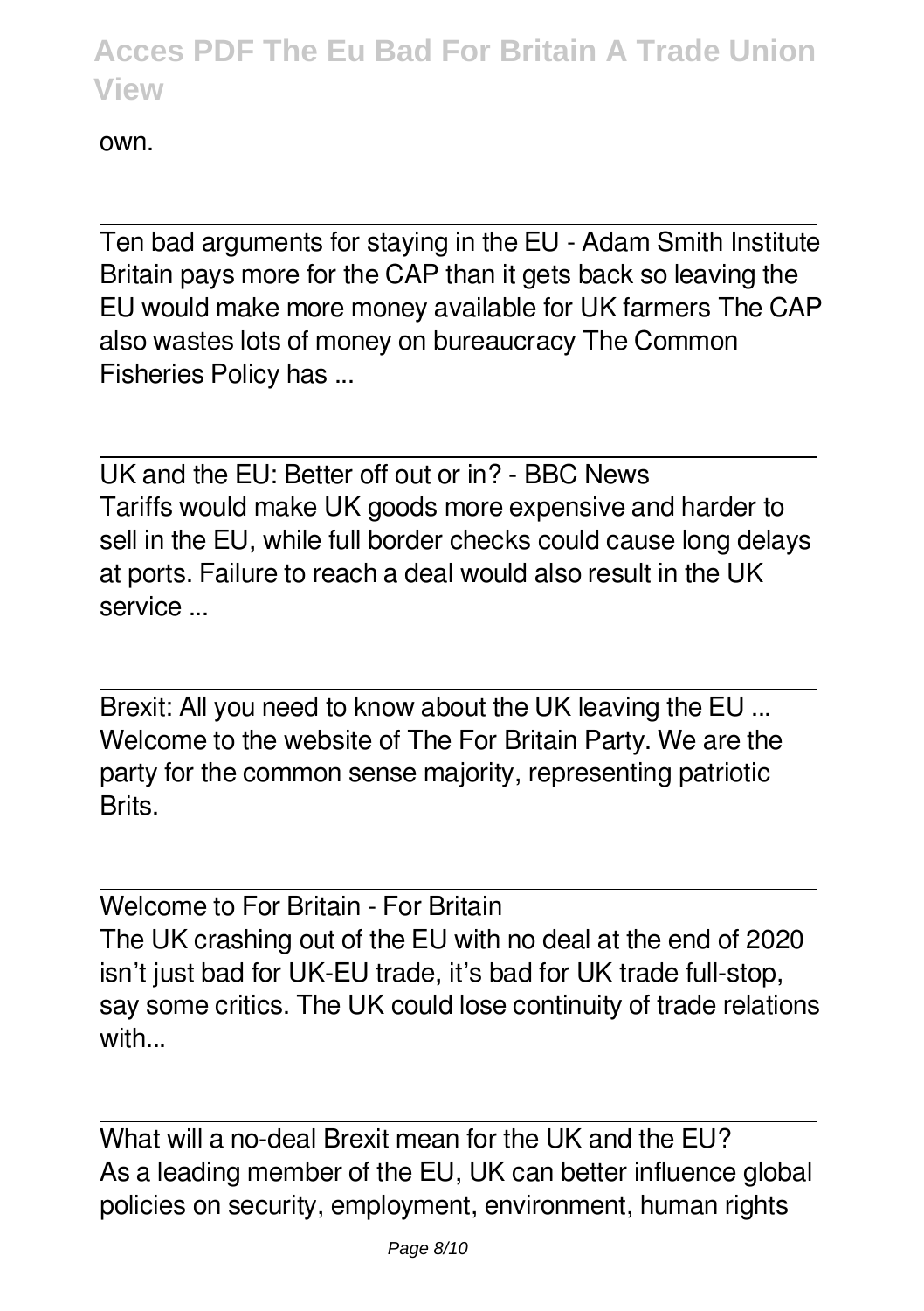own.

---

Ten bad arguments for staying in the EU - Adam Smith Institute
Britain pays more for the CAP than it gets back so leaving the EU would make more money available for UK farmers The CAP also wastes lots of money on bureaucracy The Common Fisheries Policy has ...

---

UK and the EU: Better off out or in? - BBC News
Tariffs would make UK goods more expensive and harder to sell in the EU, while full border checks could cause long delays at ports. Failure to reach a deal would also result in the UK service ...

---

Brexit: All you need to know about the UK leaving the EU ...
Welcome to the website of The For Britain Party. We are the party for the common sense majority, representing patriotic Brits.

---

Welcome to For Britain - For Britain
The UK crashing out of the EU with no deal at the end of 2020 isn't just bad for UK-EU trade, it's bad for UK trade full-stop, say some critics. The UK could lose continuity of trade relations with...

---

What will a no-deal Brexit mean for the UK and the EU?
As a leading member of the EU, UK can better influence global policies on security, employment, environment, human rights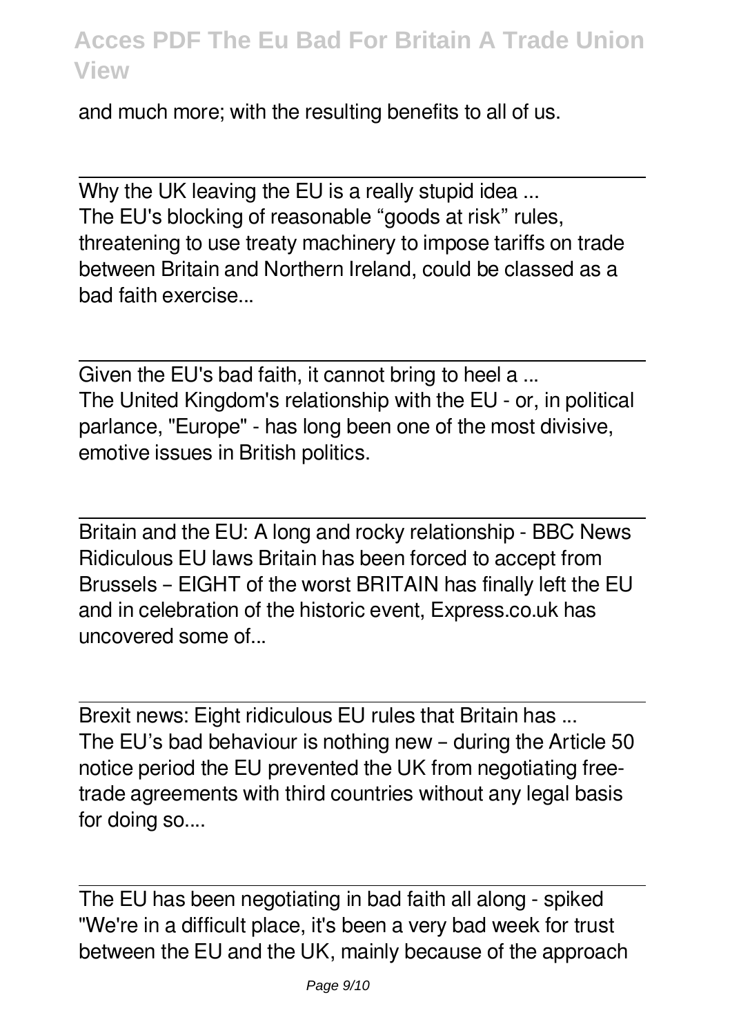and much more; with the resulting benefits to all of us.

---

Why the UK leaving the EU is a really stupid idea ...
The EU's blocking of reasonable "goods at risk" rules, threatening to use treaty machinery to impose tariffs on trade between Britain and Northern Ireland, could be classed as a bad faith exercise...

---

Given the EU's bad faith, it cannot bring to heel a ...
The United Kingdom's relationship with the EU - or, in political parlance, "Europe" - has long been one of the most divisive, emotive issues in British politics.

---

Britain and the EU: A long and rocky relationship - BBC News
Ridiculous EU laws Britain has been forced to accept from Brussels – EIGHT of the worst BRITAIN has finally left the EU and in celebration of the historic event, Express.co.uk has uncovered some of...

---

Brexit news: Eight ridiculous EU rules that Britain has ...
The EU's bad behaviour is nothing new – during the Article 50 notice period the EU prevented the UK from negotiating free-trade agreements with third countries without any legal basis for doing so....

---

The EU has been negotiating in bad faith all along - spiked
"We're in a difficult place, it's been a very bad week for trust between the EU and the UK, mainly because of the approach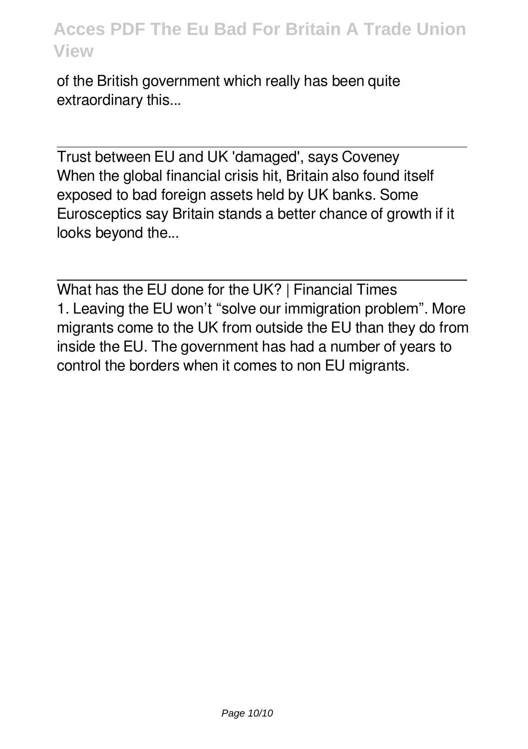of the British government which really has been quite extraordinary this...

---

Trust between EU and UK 'damaged', says Coveney
When the global financial crisis hit, Britain also found itself exposed to bad foreign assets held by UK banks. Some Eurosceptics say Britain stands a better chance of growth if it looks beyond the...

---

What has the EU done for the UK? | Financial Times
1. Leaving the EU won't "solve our immigration problem". More migrants come to the UK from outside the EU than they do from inside the EU. The government has had a number of years to control the borders when it comes to non EU migrants.